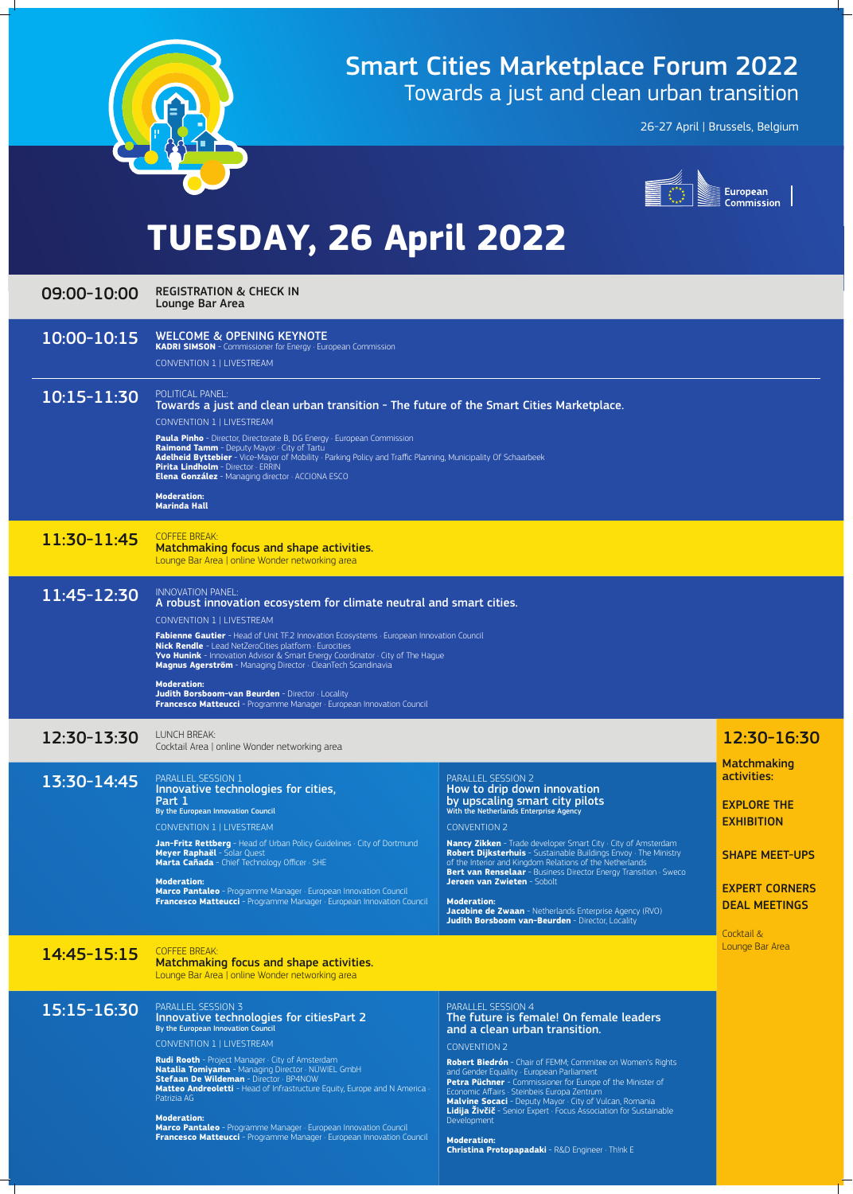# Smart Cities Marketplace Forum 2022

## Towards a just and clean urban transition

26-27 April | Brussels, Belgium

European Commission

# TUESDAY, 26 April 2022

### 09:00-10:00

REGISTRATION & CHECK IN
Lounge Bar Area

### 10:00-10:15

WELCOME & OPENING KEYNOTE
**KADRI SIMSON** - Commissioner for Energy · European Commission

CONVENTION 1 | LIVESTREAM

### 10:15-11:30

POLITICAL PANEL:
**Towards a just and clean urban transition - The future of the Smart Cities Marketplace.**

CONVENTION 1 | LIVESTREAM

**Paula Pinho** - Director, Directorate B, DG Energy · European Commission
**Raimond Tamm** - Deputy Mayor · City of Tartu
**Adelheid Byttebier** - Vice-Mayor of Mobility · Parking Policy and Traffic Planning, Municipality Of Schaarbeek
**Pirita Lindholm** - Director · ERRIN
**Elena González** - Managing director · ACCIONA ESCO

**Moderation:**
**Marinda Hall**

### 11:30-11:45

COFFEE BREAK:
**Matchmaking focus and shape activities.**
Lounge Bar Area | online Wonder networking area

### 11:45-12:30

INNOVATION PANEL:
**A robust innovation ecosystem for climate neutral and smart cities.**

CONVENTION 1 | LIVESTREAM

**Fabienne Gautier** - Head of Unit TF.2 Innovation Ecosystems · European Innovation Council
**Nick Rendle** - Lead NetZeroCities platform · Eurocities
**Yvo Hunink** - Innovation Advisor & Smart Energy Coordinator · City of The Hague
**Magnus Agerström** - Managing Director · CleanTech Scandinavia

**Moderation:**
**Judith Borsboom-van Beurden** - Director · Locality
**Francesco Matteucci** - Programme Manager · European Innovation Council

### 12:30-13:30

LUNCH BREAK:
Cocktail Area | online Wonder networking area

### 13:30-14:45

PARALLEL SESSION 1
**Innovative technologies for cities, Part 1**
**By the European Innovation Council**

CONVENTION 1 | LIVESTREAM

**Jan-Fritz Rettberg** - Head of Urban Policy Guidelines · City of Dortmund
**Meyer Raphaël** - Solar Quest
**Marta Cañada** - Chief Technology Officer · SHE

**Moderation:**
**Marco Pantaleo** - Programme Manager · European Innovation Council
**Francesco Matteucci** - Programme Manager · European Innovation Council

PARALLEL SESSION 2
**How to drip down innovation by upscaling smart city pilots**
**With the Netherlands Enterprise Agency**

CONVENTION 2

**Nancy Zikken** - Trade developer Smart City · City of Amsterdam
**Robert Dijksterhuis** - Sustainable Buildings Envoy · The Ministry of the Interior and Kingdom Relations of the Netherlands
**Bert van Renselaar** - Business Director Energy Transition · Sweco
**Jeroen van Zwieten** - Sobolt

**Moderation:**
**Jacobine de Zwaan** - Netherlands Enterprise Agency (RVO)
**Judith Borsboom van-Beurden** - Director, Locality

### 14:45-15:15

COFFEE BREAK:
**Matchmaking focus and shape activities.**
Lounge Bar Area | online Wonder networking area

### 15:15-16:30

PARALLEL SESSION 3
**Innovative technologies for citiesPart 2**
**By the European Innovation Council**

CONVENTION 1 | LIVESTREAM

**Rudi Rooth** - Project Manager · City of Amsterdam
**Natalia Tomiyama** - Managing Director · NÜWIEL GmbH
**Stefaan De Wildeman** - Director · BP4NOW
**Matteo Andreoletti** - Head of Infrastructure Equity, Europe and N America · Patrizia AG

**Moderation:**
**Marco Pantaleo** - Programme Manager · European Innovation Council
**Francesco Matteucci** - Programme Manager · European Innovation Council

PARALLEL SESSION 4
**The future is female! On female leaders and a clean urban transition.**

CONVENTION 2

**Robert Biedrón** - Chair of FEMM; Commitee on Women's Rights and Gender Equality · European Parliament
**Petra Püchner** - Commissioner for Europe of the Minister of Economic Affairs · Steinbeis Europa Zentrum
**Malvine Socaci** - Deputy Mayor · City of Vulcan, Romania
**Lidija Živčič** - Senior Expert · Focus Association for Sustainable Development

**Moderation:**
**Christina Protopapadaki** - R&D Engineer · Th!nk E

### 12:30-16:30

**Matchmaking activities:**

**EXPLORE THE EXHIBITION**

**SHAPE MEET-UPS**

**EXPERT CORNERS DEAL MEETINGS**

Cocktail & Lounge Bar Area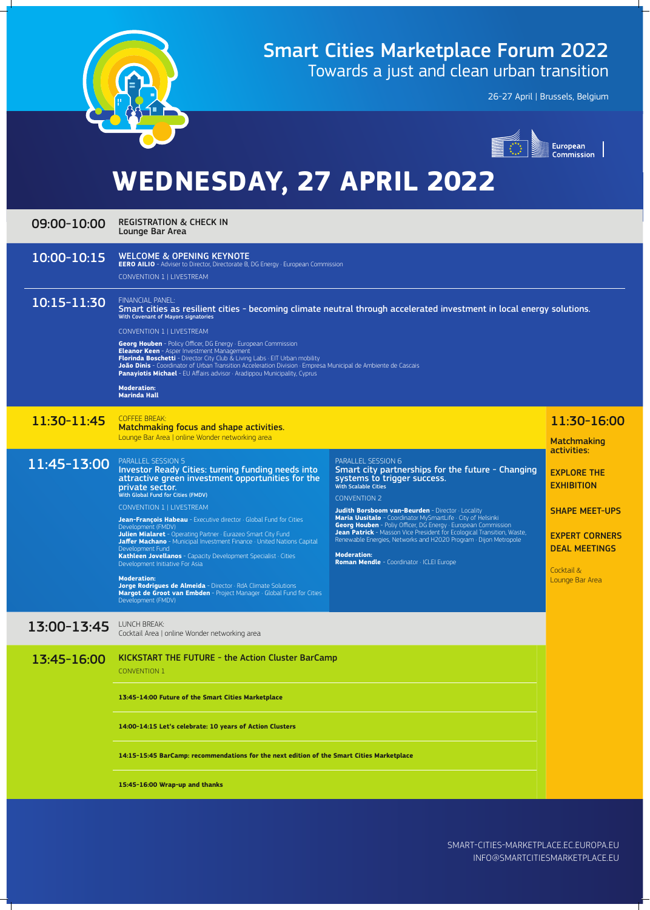# Smart Cities Marketplace Forum 2022

Towards a just and clean urban transition

26-27 April | Brussels, Belgium

European Commission

# WEDNESDAY, 27 APRIL 2022

## 09:00-10:00

REGISTRATION & CHECK IN
Lounge Bar Area

## 10:00-10:15

WELCOME & OPENING KEYNOTE
**EERO AILIO** - Adviser to Director, Directorate B, DG Energy · European Commission

CONVENTION 1 | LIVESTREAM

## 10:15-11:30

FINANCIAL PANEL:
**Smart cities as resilient cities - becoming climate neutral through accelerated investment in local energy solutions.**
With Covenant of Mayors signatories

CONVENTION 1 | LIVESTREAM

**Georg Houben** - Policy Officer, DG Energy · European Commission
**Eleanor Keen** - Asper Investment Management
**Florinda Boschetti** - Director City Club & Living Labs · EIT Urban mobility
**João Dinis** - Coordinator of Urban Transition Acceleration Division · Empresa Municipal de Ambiente de Cascais
**Panayiotis Michael** - EU Affairs advisor · Aradippou Municipality, Cyprus

**Moderation:**
**Marinda Hall**

## 11:30-11:45

COFFEE BREAK:
**Matchmaking focus and shape activities.**
Lounge Bar Area | online Wonder networking area

## 11:45-13:00

PARALLEL SESSION 5
**Investor Ready Cities: turning funding needs into attractive green investment opportunities for the private sector.**
With Global Fund for Cities (FMDV)

CONVENTION 1 | LIVESTREAM

**Jean-François Habeau** - Executive director · Global Fund for Cities Development (FMDV)
**Julien Mialaret** - Operating Partner · Eurazeo Smart City Fund
**Jaffer Machano** - Municipal Investment Finance · United Nations Capital Development Fund
**Kathleen Jovellanos** - Capacity Development Specialist · Cities Development Initiative For Asia

**Moderation:**
**Jorge Rodrigues de Almeida** - Director · RdA Climate Solutions
**Margot de Groot van Embden** - Project Manager · Global Fund for Cities Development (FMDV)

PARALLEL SESSION 6
**Smart city partnerships for the future - Changing systems to trigger success.**
With Scalable Cities

CONVENTION 2

**Judith Borsboom van-Beurden** - Director · Locality
**Maria Uusitalo** - Coordinator MySmartLife · City of Helsinki
**Georg Houben** - Poliy Officer, DG Energy · European Commission
**Jean Patrick** - Masson Vice President for Ecological Transition, Waste, Renewable Energies, Networks and H2020 Program · Dijon Metropole

**Moderation:**
**Roman Mendle** - Coordinator · ICLEI Europe

## 11:30-16:00

Matchmaking activities:

**EXPLORE THE EXHIBITION**

**SHAPE MEET-UPS**

**EXPERT CORNERS DEAL MEETINGS**

Cocktail & Lounge Bar Area

## 13:00-13:45

LUNCH BREAK:
Cocktail Area | online Wonder networking area

## 13:45-16:00

KICKSTART THE FUTURE - the Action Cluster BarCamp

CONVENTION 1

**13:45-14:00 Future of the Smart Cities Marketplace**

**14:00-14:15 Let's celebrate: 10 years of Action Clusters**

**14:15-15:45 BarCamp: recommendations for the next edition of the Smart Cities Marketplace**

**15:45-16:00 Wrap-up and thanks**

SMART-CITIES-MARKETPLACE.EC.EUROPA.EU
INFO@SMARTCITIESMARKETPLACE.EU